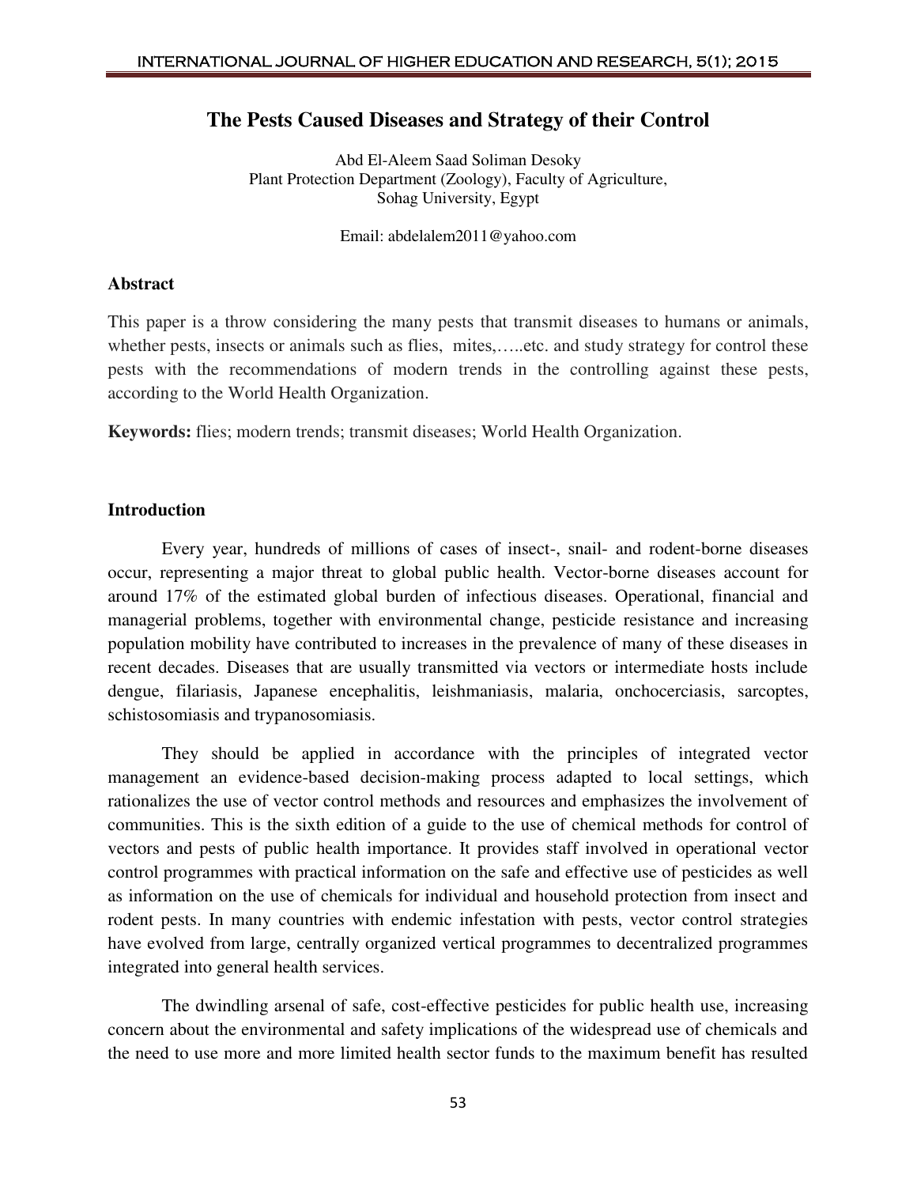# The Pests Caused Diseases and Strategy of their Control

Abd El-Aleem Saad Soliman Desoky
Plant Protection Department (Zoology), Faculty of Agriculture,
Sohag University, Egypt

Email: abdelalem2011@yahoo.com

## Abstract

This paper is a throw considering the many pests that transmit diseases to humans or animals, whether pests, insects or animals such as flies, mites,…..etc. and study strategy for control these pests with the recommendations of modern trends in the controlling against these pests, according to the World Health Organization.

**Keywords:** flies; modern trends; transmit diseases; World Health Organization.

## Introduction

Every year, hundreds of millions of cases of insect-, snail- and rodent-borne diseases occur, representing a major threat to global public health. Vector-borne diseases account for around 17% of the estimated global burden of infectious diseases. Operational, financial and managerial problems, together with environmental change, pesticide resistance and increasing population mobility have contributed to increases in the prevalence of many of these diseases in recent decades. Diseases that are usually transmitted via vectors or intermediate hosts include dengue, filariasis, Japanese encephalitis, leishmaniasis, malaria, onchocerciasis, sarcoptes, schistosomiasis and trypanosomiasis.

They should be applied in accordance with the principles of integrated vector management an evidence-based decision-making process adapted to local settings, which rationalizes the use of vector control methods and resources and emphasizes the involvement of communities. This is the sixth edition of a guide to the use of chemical methods for control of vectors and pests of public health importance. It provides staff involved in operational vector control programmes with practical information on the safe and effective use of pesticides as well as information on the use of chemicals for individual and household protection from insect and rodent pests. In many countries with endemic infestation with pests, vector control strategies have evolved from large, centrally organized vertical programmes to decentralized programmes integrated into general health services.

The dwindling arsenal of safe, cost-effective pesticides for public health use, increasing concern about the environmental and safety implications of the widespread use of chemicals and the need to use more and more limited health sector funds to the maximum benefit has resulted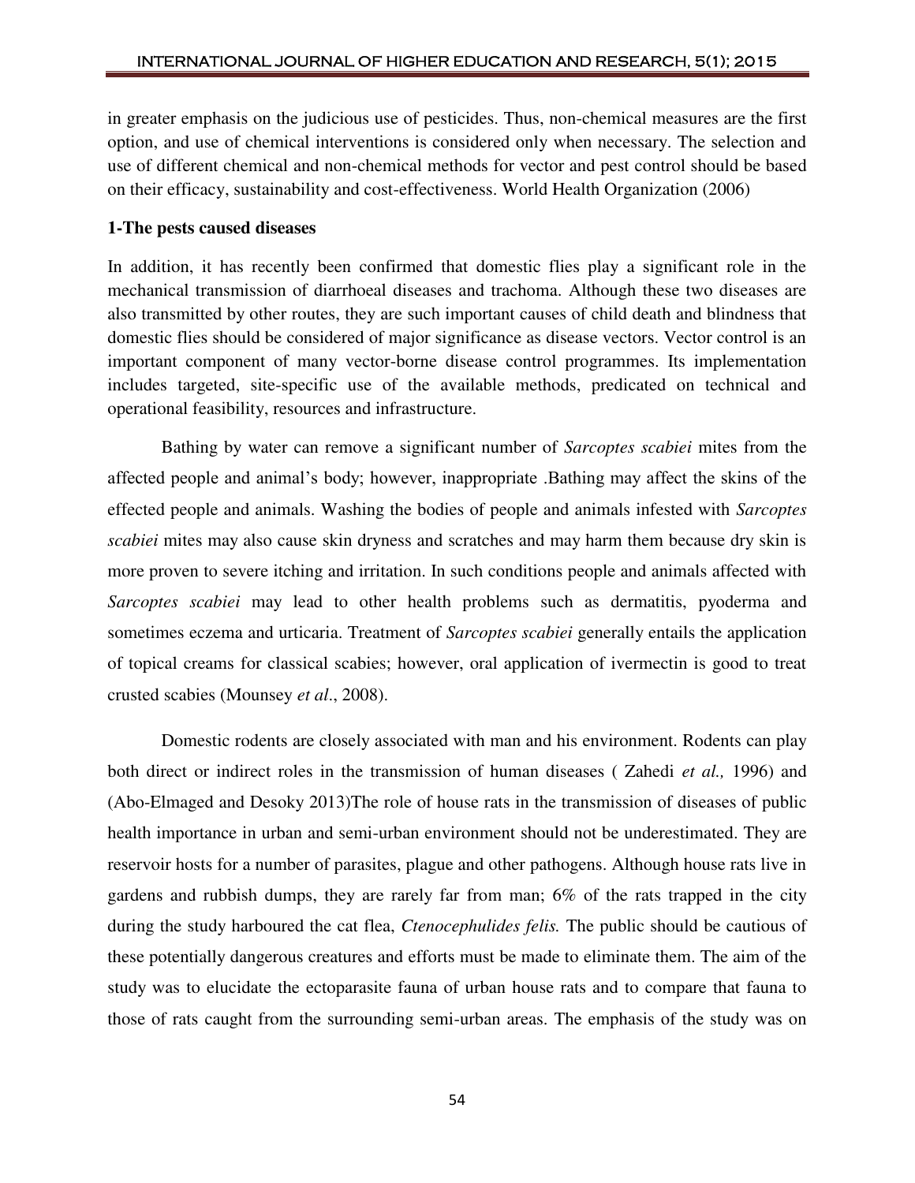in greater emphasis on the judicious use of pesticides. Thus, non-chemical measures are the first option, and use of chemical interventions is considered only when necessary. The selection and use of different chemical and non-chemical methods for vector and pest control should be based on their efficacy, sustainability and cost-effectiveness. World Health Organization (2006)

**1-The pests caused diseases**

In addition, it has recently been confirmed that domestic flies play a significant role in the mechanical transmission of diarrhoeal diseases and trachoma. Although these two diseases are also transmitted by other routes, they are such important causes of child death and blindness that domestic flies should be considered of major significance as disease vectors. Vector control is an important component of many vector-borne disease control programmes. Its implementation includes targeted, site-specific use of the available methods, predicated on technical and operational feasibility, resources and infrastructure.

Bathing by water can remove a significant number of *Sarcoptes scabiei* mites from the affected people and animal's body; however, inappropriate .Bathing may affect the skins of the effected people and animals. Washing the bodies of people and animals infested with *Sarcoptes scabiei* mites may also cause skin dryness and scratches and may harm them because dry skin is more proven to severe itching and irritation. In such conditions people and animals affected with *Sarcoptes scabiei* may lead to other health problems such as dermatitis, pyoderma and sometimes eczema and urticaria. Treatment of *Sarcoptes scabiei* generally entails the application of topical creams for classical scabies; however, oral application of ivermectin is good to treat crusted scabies (Mounsey *et al*., 2008).

Domestic rodents are closely associated with man and his environment. Rodents can play both direct or indirect roles in the transmission of human diseases ( Zahedi *et al.,* 1996) and (Abo-Elmaged and Desoky 2013)The role of house rats in the transmission of diseases of public health importance in urban and semi-urban environment should not be underestimated. They are reservoir hosts for a number of parasites, plague and other pathogens. Although house rats live in gardens and rubbish dumps, they are rarely far from man; 6% of the rats trapped in the city during the study harboured the cat flea, *Ctenocephulides felis.* The public should be cautious of these potentially dangerous creatures and efforts must be made to eliminate them. The aim of the study was to elucidate the ectoparasite fauna of urban house rats and to compare that fauna to those of rats caught from the surrounding semi-urban areas. The emphasis of the study was on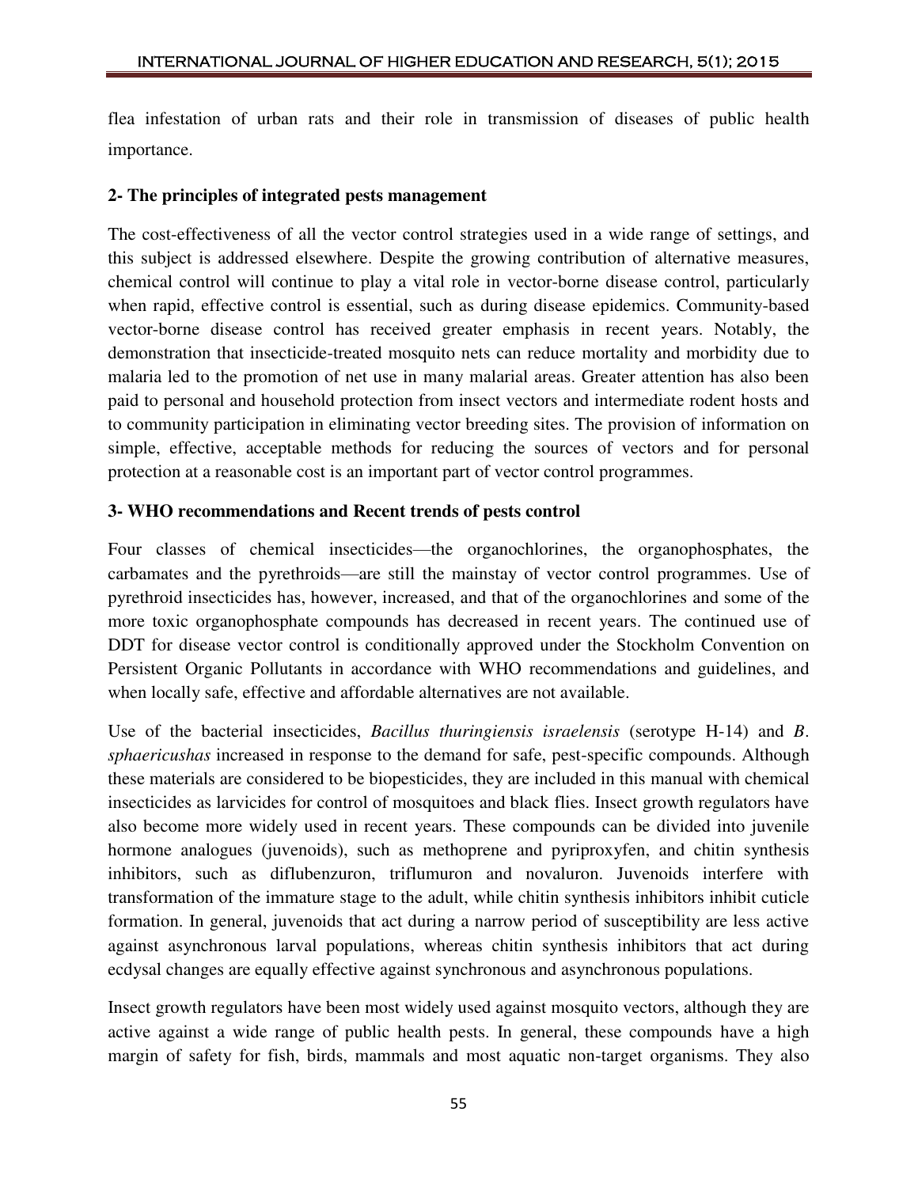flea infestation of urban rats and their role in transmission of diseases of public health importance.

**2- The principles of integrated pests management**

The cost-effectiveness of all the vector control strategies used in a wide range of settings, and this subject is addressed elsewhere. Despite the growing contribution of alternative measures, chemical control will continue to play a vital role in vector-borne disease control, particularly when rapid, effective control is essential, such as during disease epidemics. Community-based vector-borne disease control has received greater emphasis in recent years. Notably, the demonstration that insecticide-treated mosquito nets can reduce mortality and morbidity due to malaria led to the promotion of net use in many malarial areas. Greater attention has also been paid to personal and household protection from insect vectors and intermediate rodent hosts and to community participation in eliminating vector breeding sites. The provision of information on simple, effective, acceptable methods for reducing the sources of vectors and for personal protection at a reasonable cost is an important part of vector control programmes.

**3- WHO recommendations and Recent trends of pests control**

Four classes of chemical insecticides—the organochlorines, the organophosphates, the carbamates and the pyrethroids—are still the mainstay of vector control programmes. Use of pyrethroid insecticides has, however, increased, and that of the organochlorines and some of the more toxic organophosphate compounds has decreased in recent years. The continued use of DDT for disease vector control is conditionally approved under the Stockholm Convention on Persistent Organic Pollutants in accordance with WHO recommendations and guidelines, and when locally safe, effective and affordable alternatives are not available.

Use of the bacterial insecticides, *Bacillus thuringiensis israelensis* (serotype H-14) and *B. sphaericushas* increased in response to the demand for safe, pest-specific compounds. Although these materials are considered to be biopesticides, they are included in this manual with chemical insecticides as larvicides for control of mosquitoes and black flies. Insect growth regulators have also become more widely used in recent years. These compounds can be divided into juvenile hormone analogues (juvenoids), such as methoprene and pyriproxyfen, and chitin synthesis inhibitors, such as diflubenzuron, triflumuron and novaluron. Juvenoids interfere with transformation of the immature stage to the adult, while chitin synthesis inhibitors inhibit cuticle formation. In general, juvenoids that act during a narrow period of susceptibility are less active against asynchronous larval populations, whereas chitin synthesis inhibitors that act during ecdysal changes are equally effective against synchronous and asynchronous populations.

Insect growth regulators have been most widely used against mosquito vectors, although they are active against a wide range of public health pests. In general, these compounds have a high margin of safety for fish, birds, mammals and most aquatic non-target organisms. They also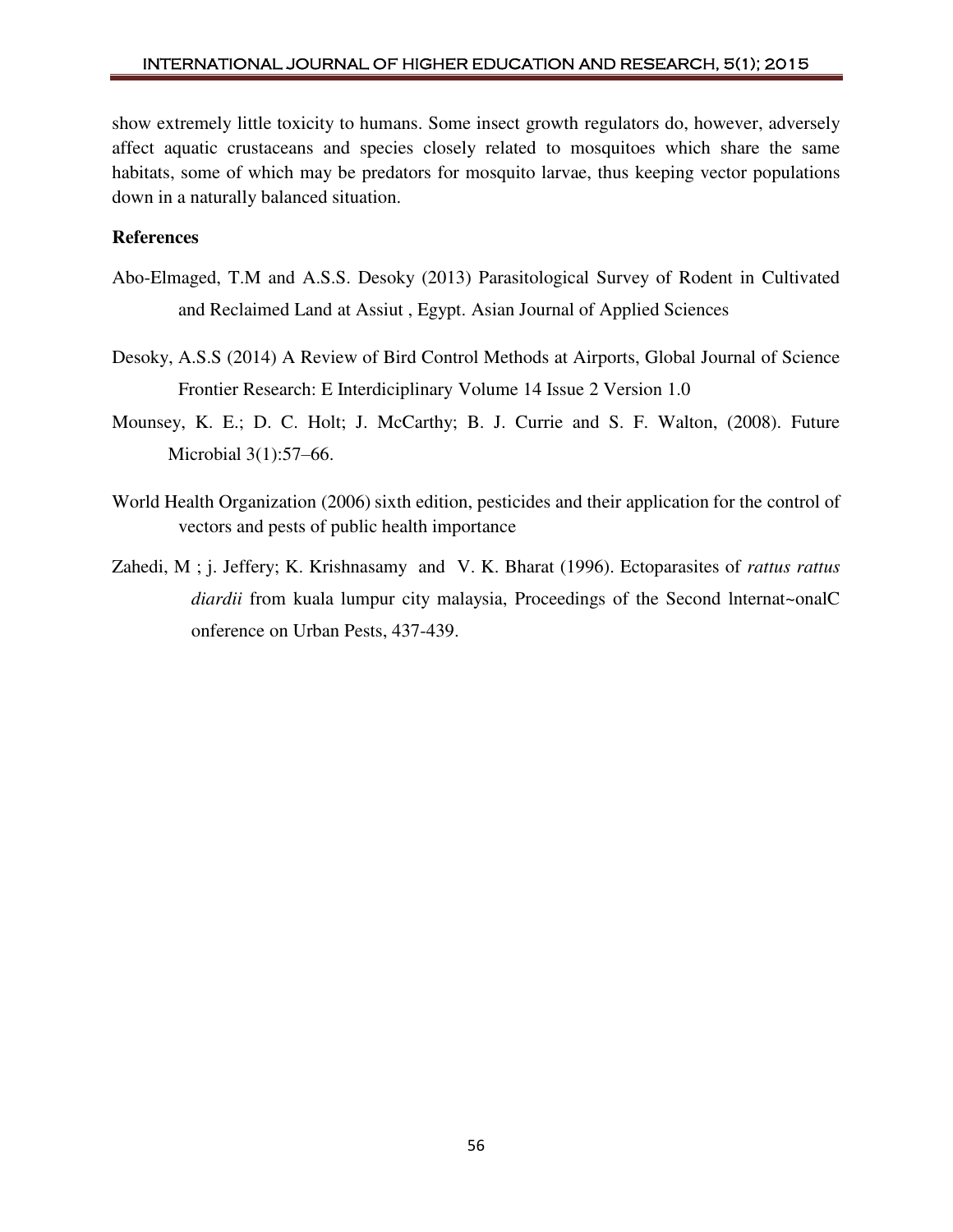show extremely little toxicity to humans. Some insect growth regulators do, however, adversely affect aquatic crustaceans and species closely related to mosquitoes which share the same habitats, some of which may be predators for mosquito larvae, thus keeping vector populations down in a naturally balanced situation.

**References**

Abo-Elmaged, T.M and A.S.S. Desoky (2013) Parasitological Survey of Rodent in Cultivated and Reclaimed Land at Assiut , Egypt. Asian Journal of Applied Sciences

Desoky, A.S.S (2014) A Review of Bird Control Methods at Airports, Global Journal of Science Frontier Research: E Interdiciplinary Volume 14 Issue 2 Version 1.0

Mounsey, K. E.; D. C. Holt; J. McCarthy; B. J. Currie and S. F. Walton, (2008). Future Microbial 3(1):57–66.

World Health Organization (2006) sixth edition, pesticides and their application for the control of vectors and pests of public health importance

Zahedi, M ; j. Jeffery; K. Krishnasamy and V. K. Bharat (1996). Ectoparasites of *rattus rattus diardii* from kuala lumpur city malaysia, Proceedings of the Second lnternat~onalC onference on Urban Pests, 437-439.